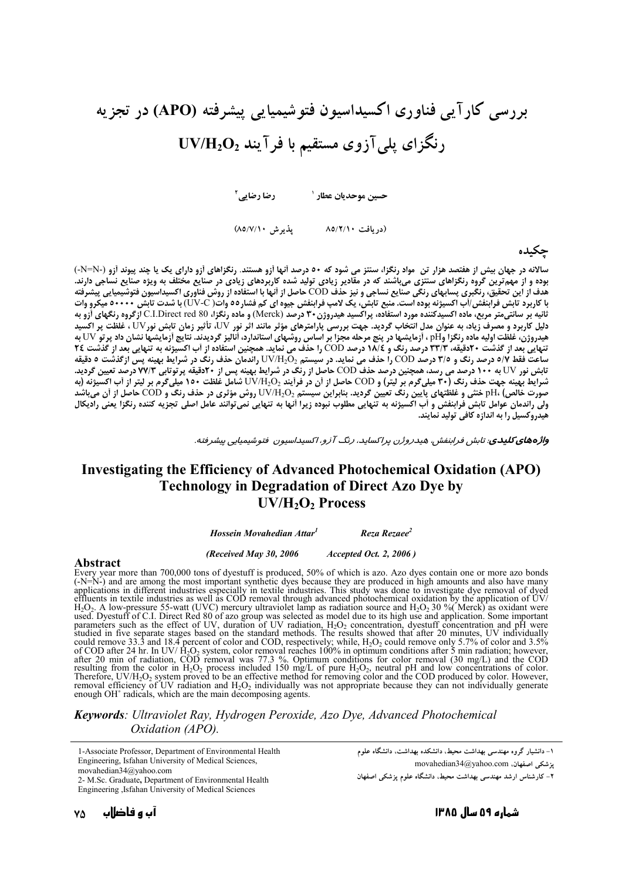# بررسی کارآیی فناوری اکسیداسیون فتوشیمیایی پیشرفته (APO) در تجزیه رنگزای پلی‌آزوی مستقیم با فرآیند $UV/H_2O_2$

حسین موحدیان عطار [1] &nbsp;&nbsp;&nbsp;&nbsp; رضا رضایی [2]

(دریافت ۸۵/۲/۱۰ &nbsp;&nbsp;&nbsp;&nbsp; پذیرش ۸۵/۷/۱۰)

## چکیده

سالانه در جهان بیش از هفتصد هزار تن مواد رنگزا، سنتز می شود که ۵۰ درصد آنها آزو هستند. رنگزاهای آزو دارای یک یا چند پیوند آزو (-N=N-) بوده و از مهم‌ترین گروه رنگزاهای سنتزی می‌باشند که در مقادیر زیادی تولید شده کاربردهای زیادی در صنایع مختلف به ویژه صنایع نساجی دارند. هدف از این تحقیق، رنگبری پسابهای رنگی صنایع نساجی و نیز حذف COD حاصل از آنها با استفاده از روش فناوری اکسیداسیون فتوشیمیایی پیشرفته با کاربرد تابش فرابنفش/آب اکسیژنه بوده است. منبع تابش، یک لامپ فرابنفش جیوه ای کم فشار ۵۵ وات (UV-C) با شدت تابش ۵۰۰۰۰ میکرو وات ثانیه بر سانتی‌متر مربع، ماده اکسیدکننده مورد استفاده، پراکسید هیدروژن ۳۰ درصد (Merck) و ماده رنگزا، C.I.Direct red 80 ازگروه رنگهای آزو به دلیل کاربرد و مصرف زیاد، به عنوان مدل انتخاب گردید. جهت بررسی پارامترهای مؤثر مانند اثر نور UV، تأثیر زمان تابش نورUV ، غلظت پر اکسید هیدروژن، غلظت اولیه ماده رنگزا وpH ، آزمایشها در پنج مرحله مجزا بر اساس روشهای استاندارد، آنالیز گردیدند. نتایج آزمایشها نشان داد پرتو UV به تنهایی بعد از گذشت ۲۰دقیقه، ۳۳/۳ درصد رنگ و ۱۸/٤ درصد COD را حذف می نماید. همچنین استفاده از آب اکسیژنه به تنهایی بعد از گذشت ۲٤ ساعت فقط ۵/۷ درصد رنگ و ۳/۵ درصد COD را حذف می نماید. در سیستم $UV/H_2O_2$ راندمان حذف رنگ در شرایط بهینه پس ازگذشت ۵ دقیقه تابش نور UV به ۱۰۰ درصد می رسد، همچنین درصد حذف COD حاصل از رنگ در شرایط بهینه پس از ۲۰دقیقه پرتوتابی ۷۷/۳ درصد تعیین گردید. شرایط بهینه جهت حذف رنگ (۳۰ میلی‌گرم بر لیتر) و COD حاصل از آن در فرآیند $UV/H_2O_2$ شامل غلظت ۱۵۰ میلی‌گرم بر لیتر از آب اکسیژنه (به صورت خالص)، pH خنثی و غلظتهای پایین رنگ تعیین گردید. بنابراین سیستم $UV/H_2O_2$ روش مؤثری در حذف رنگ و COD حاصل از آن می‌باشد ولی راندمان عوامل تابش فرابنفش و آب اکسیژنه به تنهایی مطلوب نبوده زیرا آنها به تنهایی نمی‌توانند عامل اصلی تجزیه کننده رنگزا یعنی رادیکال هیدروکسیل را به اندازه کافی تولید نمایند.

**واژه‌های کلیدی**: *تابش فرابنفش، هیدروژن پراکساید، رنگ آزو، اکسیداسیون فتوشیمیایی پیشرفته.*

# Investigating the Efficiency of Advanced Photochemical Oxidation (APO) Technology in Degradation of Direct Azo Dye by $UV/H_2O_2$ Process

***Hossein Movahedian Attar[1]*** &nbsp;&nbsp;&nbsp;&nbsp; ***Reza Rezaee[2]***

*(Received May 30, 2006 &nbsp;&nbsp;&nbsp;&nbsp; Accepted Oct. 2, 2006 )*

## Abstract

Every year more than 700,000 tons of dyestuff is produced, 50% of which is azo. Azo dyes contain one or more azo bonds (-N=N-) and are among the most important synthetic dyes because they are produced in high amounts and also have many applications in different industries especially in textile industries. This study was done to investigate dye removal of dyed effluents in textile industries as well as COD removal through advanced photochemical oxidation by the application of $UV/H_2O_2$. A low-pressure 55-watt (UVC) mercury ultraviolet lamp as radiation source and $H_2O_2$ 30 %( Merck) as oxidant were used. Dyestuff of C.I. Direct Red 80 of azo group was selected as model due to its high use and application. Some important parameters such as the effect of UV, duration of UV radiation, $H_2O_2$ concentration, dyestuff concentration and pH were studied in five separate stages based on the standard methods. The results showed that after 20 minutes, UV individually could remove 33.3 and 18.4 percent of color and COD, respectively; while, $H_2O_2$ could remove only 5.7% of color and 3.5% of COD after 24 hr. In $UV/H_2O_2$ system, color removal reaches 100% in optimum conditions after 5 min radiation; however, after 20 min of radiation, COD removal was 77.3 %. Optimum conditions for color removal (30 mg/L) and the COD resulting from the color in $H_2O_2$ process included 150 mg/L of pure $H_2O_2$, neutral pH and low concentrations of color. Therefore, $UV/H_2O_2$ system proved to be an effective method for removing color and the COD produced by color. However, removal efficiency of UV radiation and $H_2O_2$ individually was not appropriate because they can not individually generate enough $OH^{\circ}$ radicals, which are the main decomposing agents.

***Keywords****: Ultraviolet Ray, Hydrogen Peroxide, Azo Dye, Advanced Photochemical Oxidation (APO).*

---

1-Associate Professor, Department of Environmental Health Engineering, Isfahan University of Medical Sciences, movahedian34@yahoo.com

2- M.Sc. Graduate**,** Department of Environmental Health Engineering ,Isfahan University of Medical Sciences

۱- دانشیار گروه مهندسی بهداشت محیط، دانشکده بهداشت، دانشگاه علوم پزشکی اصفهان، movahedian34@yahoo.com

۲- کارشناس ارشد مهندسی بهداشت محیط، دانشگاه علوم پزشکی اصفهان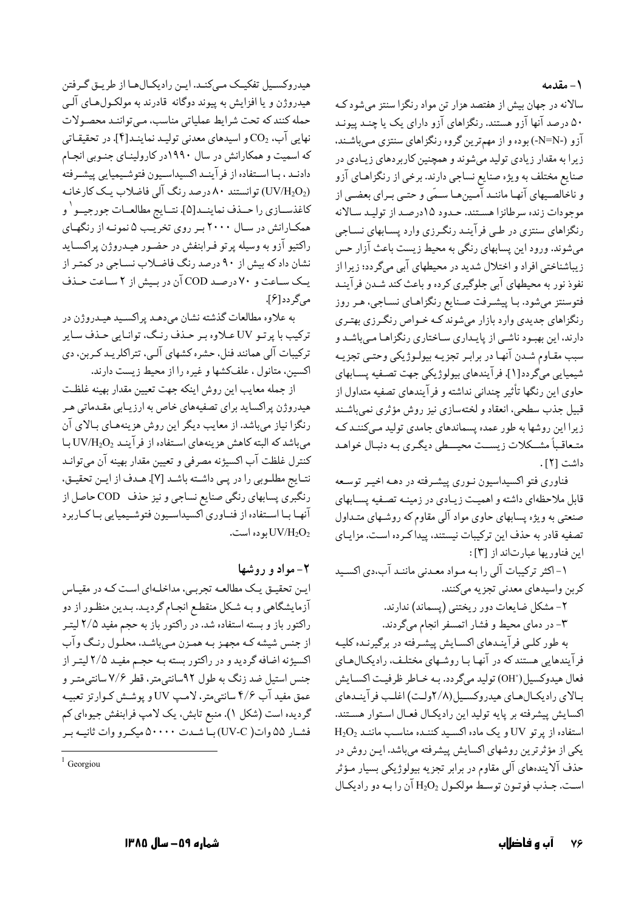## ۱- مقدمه

سالانه در جهان بیش از هفتصد هزار تن مواد رنگزا سنتز می‌شود که ۵۰ درصد آنها آزو هستند. رنگزاهای آزو دارای یک یا چند پیوند آزو (-N=N-) بوده و از مهم‌ترین گروه رنگزاهای سنتزی می‌باشند، زیرا به مقدار زیادی تولید می‌شوند و همچنین کاربردهای زیادی در صنایع مختلف به ویژه صنایع نساجی دارند. برخی از رنگزاهای آزو و ناخالصیهای آنها مانند آمین‌ها سمّی و حتی برای بعضی از موجودات زنده سرطانزا هستند. حدود ۱۵درصد از تولید سالانه رنگزاهای سنتزی در طی فرآیند رنگرزی وارد پسابهای نساجی می‌شوند. ورود این پسابهای رنگی به محیط زیست باعث آزار حس زیباشناختی افراد و اختلال شدید در محیطهای آبی می‌گردد؛ زیرا از نفوذ نور به محیطهای آبی جلوگیری کرده و باعث کند شدن فرآیند فتوسنتز می‌شود. با پیشرفت صنایع رنگزاهای نساجی، هر روز رنگزاهای جدیدی وارد بازار می‌شوند که خواص رنگرزی بهتری دارند، این بهبود ناشی از پایداری ساختاری رنگزاها می‌باشد و سبب مقاوم شدن آنها در برابر تجزیه بیولوژیکی وحتی تجزیه شیمیایی می‌گردد[1]. فرآیندهای بیولوژیکی جهت تصفیه پسابهای حاوی این رنگها تأثیر چندانی نداشته و فرآیندهای تصفیه متداول از قبیل جذب سطحی، انعقاد و لخته‌سازی نیز روش مؤثری نمی‌باشند زیرا این روشها به طور عمده پسماندهای جامدی تولید می‌کنند که متعاقباً مشکلات زیست محیطی دیگری به دنبال خواهد داشت [2].

فناوری فتو اکسیداسیون نوری پیشرفته در دهه اخیر توسعه قابل ملاحظه‌ای داشته و اهمیت زیادی در زمینه تصفیه پسابهای صنعتی به ویژه پسابهای حاوی مواد آلی مقاوم که روشهای متداول تصفیه قادر به حذف این ترکیبات نیستند، پیدا کرده است. مزایای این فناوریها عبارت‌اند از [3]:

۱- اکثر ترکیبات آلی را به مواد معدنی مانند آب،دی اکسید کربن واسیدهای معدنی تجزیه می‌کنند.

۲- مشکل ضایعات دور ریختنی (پسماند) ندارند.

۳- در دمای محیط و فشار اتمسفر انجام می‌گردند.

به طور کلی فرآیندهای اکسایش پیشرفته در برگیرنده کلیه فرآیندهایی هستند که در آنها با روشهای مختلف، رادیکال‌های فعال هیدوکسیل ($OH^{\bullet}$) تولید می‌گردد. به خاطر ظرفیت اکسایش بالای رادیکال‌های هیدروکسیل (۲/۸ولت) اغلب فرآیندهای اکسایش پیشرفته بر پایه تولید این رادیکال فعال استوار هستند. استفاده از پرتو UV و یک ماده اکسید کننده مناسب مانند $H_2O_2$ یکی از مؤثرترین روشهای اکسایش پیشرفته می‌باشد. این روش در حذف آلاینده‌های آلی مقاوم در برابر تجزیه بیولوژیکی بسیار مؤثر است. جذب فوتون توسط مولکول $H_2O_2$ آن را به دو رادیکال هیدروکسیل تفکیک می‌کند. این رادیکال‌ها از طریق گرفتن هیدروژن و یا افزایش به پیوند دوگانه قادرند به مولکول‌های آلی حمله کنند که تحت شرایط عملیاتی مناسب، می‌توانند محصولات نهایی آب، $CO_2$ و اسیدهای معدنی تولید نمایند[4]. در تحقیقاتی که اسمیت و همکارانش در سال ۱۹۹۰در کارولینای جنوبی انجام دادند ، با استفاده از فرآیند اکسیداسیون فتوشیمیایی پیشرفته ($UV/H_2O_2$) توانستند ۸۰ درصد رنگ آلی فاضلاب یک کارخانه کاغذسازی را حذف نمایند[5]. نتایج مطالعات جورجیو[1] و همکارانش در سال ۲۰۰۰ بر روی تخریب ۵ نمونه از رنگهای راکتیو آزو به وسیله پرتو فرابنفش در حضور هیدروژن پراکساید نشان داد که بیش از ۹۰ درصد رنگ فاضلاب نساجی در کمتر از یک ساعت و ۷۰ درصد COD آن در بیش از ۲ ساعت حذف می‌گردد[6].

به علاوه مطالعات گذشته نشان می‌دهد پراکسید هیدروژن در ترکیب با پرتو UV علاوه بر حذف رنگ، توانایی حذف سایر ترکیبات آلی همانند فنل، حشره کشهای آلی، تتراکلرید کربن، دی اکسین، متانول ، علف‌کشها و غیره را از محیط زیست دارند.

از جمله معایب این روش اینکه جهت تعیین مقدار بهینه غلظت هیدروژن پراکساید برای تصفیه‌های خاص به ارزیابی مقدماتی هر رنگزا نیاز می‌باشد. از معایب دیگر این روش هزینه‌های بالای آن می‌باشد که البته کاهش هزینه‌های استفاده از فرآیند $UV/H_2O_2$ با کنترل غلظت آب اکسیژنه مصرفی و تعیین مقدار بهینه آن می‌تواند نتایج مطلوبی را در پی داشته باشد [7]. هدف از این تحقیق، رنگبری پسابهای رنگی صنایع نساجی و نیز حذف COD حاصل از آنها با استفاده از فناوری اکسیداسیون فتوشیمیایی با کاربرد $UV/H_2O_2$ بوده است.

## ۲- مواد و روشها

این تحقیق یک مطالعه تجربی، مداخله‌ای است که در مقیاس آزمایشگاهی و به شکل منقطع انجام گردید. بدین منظور از دو راکتور باز و بسته استفاده شد. در راکتور باز به حجم مفید ۲/۵ لیتر از جنس شیشه که مجهز به همزن می‌باشد، محلول رنگ وآب اکسیژنه اضافه گردید و در راکتور بسته به حجم مفید ۲/۵ لیتر از جنس استیل ضد زنگ به طول ۹۲سانتی‌متر، قطر ۷/۶ سانتی‌متر و عمق مفید آب ۴/۶ سانتی‌متر، لامپ UV و پوشش کوارتز تعبیه گردیده است (شکل ۱). منبع تابش، یک لامپ فرابنفش جیوه‌ای کم فشار ۵۵ وات( UV-C) با شدت ۵۰۰۰۰ میکرو وات ثانیه بر

[1] Georgiou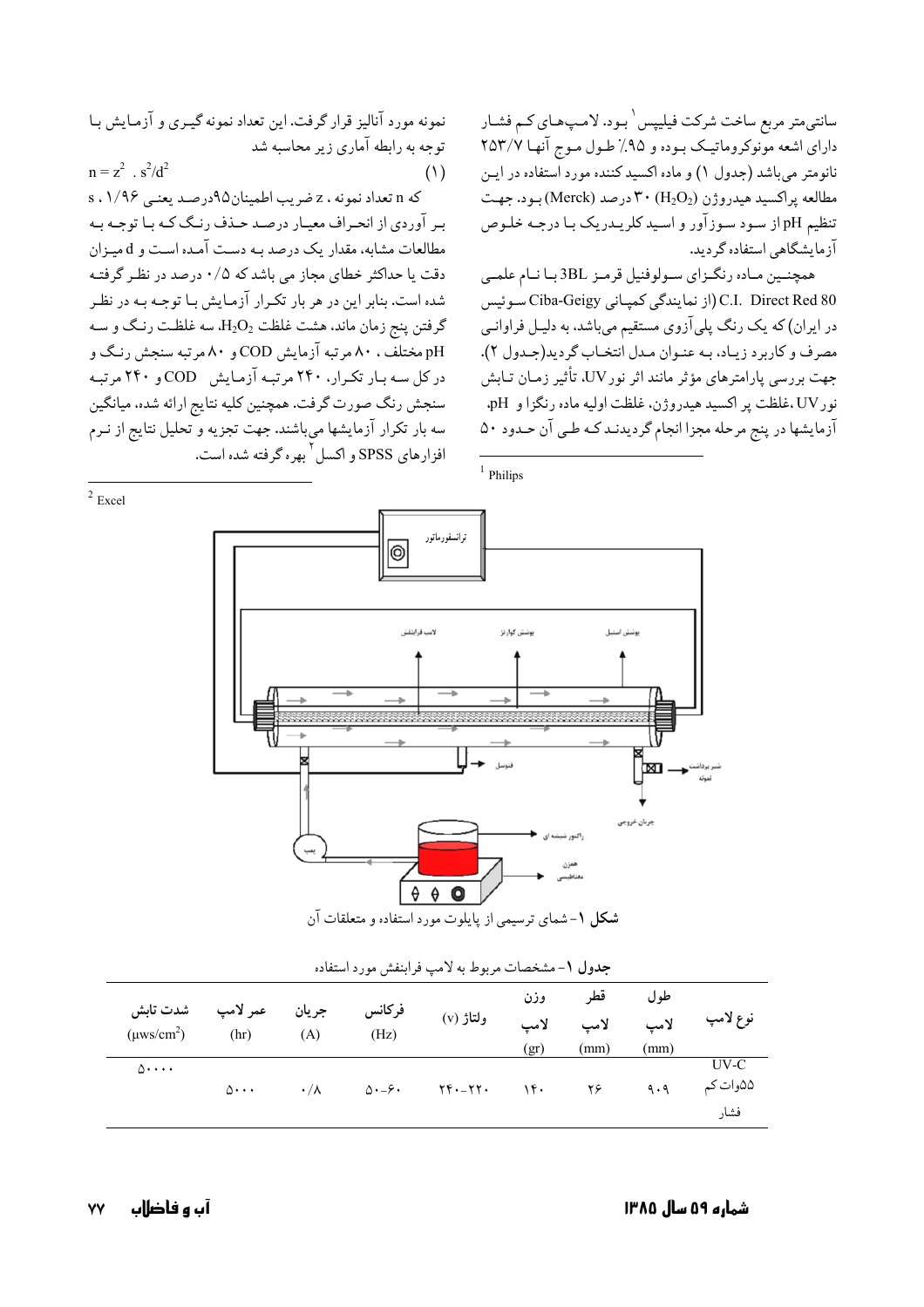سانتی‌متر مربع ساخت شرکت فیلیپس [1] بود. لامپ‌های کم فشار دارای اشعه مونوکروماتیک بوده و ۹۵٪ طول موج آنها ۲۵۳/۷ نانومتر می‌باشد (جدول ۱) و ماده اکسید کننده مورد استفاده در این مطالعه پراکسید هیدروژن ($H_2O_2$) ۳۰ درصد (Merck) بود. جهت تنظیم pH از سود سوزآور و اسید کلریدریک با درجه خلوص آزمایشگاهی استفاده گردید.

همچنین ماده رنگزای سولوفنیل قرمز 3BL با نام علمی C.I. Direct Red 80 (از نمایندگی کمپانی Ciba-Geigy سوئیس در ایران) که یک رنگ پلی‌آزوی مستقیم می‌باشد، به دلیل فراوانی مصرف و کاربرد زیاد، به عنوان مدل انتخاب گردید(جدول ۲). جهت بررسی پارامترهای مؤثر مانند اثر نور UV، تأثیر زمان تابش نور UV ،غلظت پر اکسید هیدروژن، غلظت اولیه ماده رنگزا و pH، آزمایشها در پنج مرحله مجزا انجام گردیدند که طی آن حدود ۵۰ نمونه مورد آنالیز قرار گرفت. این تعداد نمونه گیری و آزمایش با توجه به رابطه آماری زیر محاسبه شد

$$n = z^2 \cdot s^2/d^2 \qquad (1)$$

که n تعداد نمونه ، z ضریب اطمینان۹۵درصد یعنی ۱/۹۶ ، s برآوردی از انحراف معیار درصد حذف رنگ که با توجه به مطالعات مشابه، مقدار یک درصد به دست آمده است و d میزان دقت یا حداکثر خطای مجاز می باشد که ۰/۵ درصد در نظر گرفته شده است. بنابر این در هر بار تکرار آزمایش با توجه به در نظر گرفتن پنج زمان ماند، هشت غلظت $H_2O_2$، سه غلظت رنگ و سه pH مختلف ، ۸۰ مرتبه آزمایش COD و ۸۰ مرتبه سنجش رنگ و در کل سه بار تکرار، ۲۴۰ مرتبه آزمایش COD و ۲۴۰ مرتبه سنجش رنگ صورت گرفت. همچنین کلیه نتایج ارائه شده، میانگین سه بار تکرار آزمایشها می‌باشند. جهت تجزیه و تحلیل نتایج از نرم افزارهای SPSS و اکسل [2] بهره گرفته شده است.

[1] Philips

[2] Excel

**شکل ۱**- شمای ترسیمی از پایلوت مورد استفاده و متعلقات آن

**جدول ۱**- مشخصات مربوط به لامپ فرابنفش مورد استفاده

| نوع لامپ | طول لامپ (mm) | قطر لامپ (mm) | وزن لامپ (gr) | ولتاژ (v) | فرکانس (Hz) | جریان (A) | عمر لامپ (hr) | شدت تابش ($\mu ws/cm^2$) |
|---|---|---|---|---|---|---|---|---|
| UV-C ۵۵وات کم فشار | ۹۰۹ | ۲۶ | ۱۴۰ | ۲۴۰-۲۲۰ | ۶۰-۵۰ | ۰/۸ | ۵۰۰۰ | ۵۰۰۰۰ |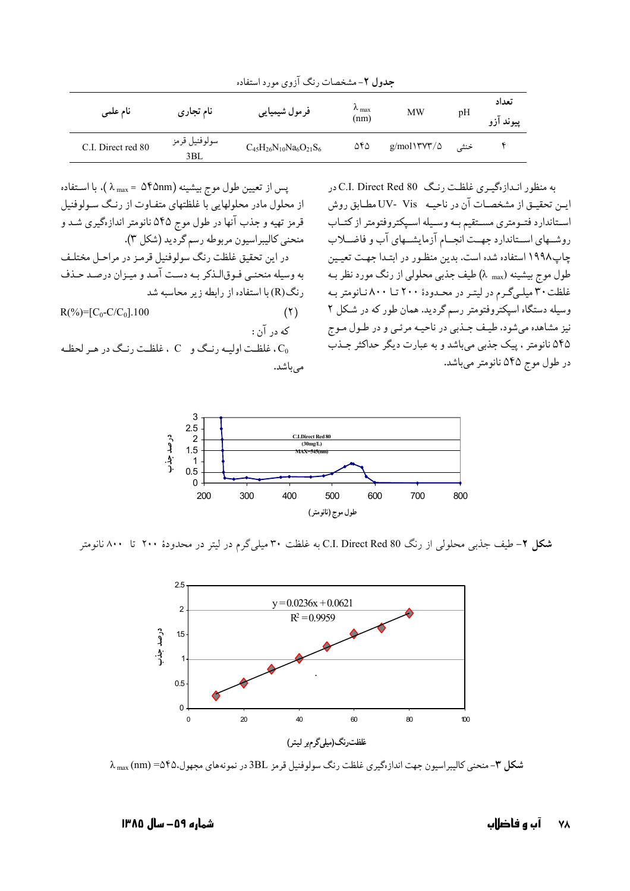**جدول ۲**- مشخصات رنگ آزوی مورد استفاده

| نام علمی | نام تجاری | فرمول شیمیایی | $\lambda_{max}$ (nm) | MW | pH | تعداد پیوند آزو |
|---|---|---|---|---|---|---|
| C.I. Direct red 80 | سولوفنیل قرمز 3BL | $C_{45}H_{26}N_{10}Na_6O_{21}S_6$ | ۵۴۵ | g/mol۱۳۷۳/۵ | خنثی | ۴ |

به منظور اندازه‌گیری غلظت رنگ C.I. Direct Red 80 در این تحقیق از مشخصات آن در ناحیه UV- Vis مطابق روش استاندارد فتومتری مستقیم به وسیله اسپکتروفتومتر از کتاب روشهای استاندارد جهت انجام آزمایشهای آب و فاضلاب چاپ۱۹۹۸ استفاده شده است. بدین منظور در ابتدا جهت تعیین طول موج بیشینه ($\lambda_{max}$) طیف جذبی محلولی از رنگ مورد نظر به غلظت ۳۰ میلی‌گرم در لیتر در محدودهٔ ۲۰۰ تا ۸۰۰ نانومتر به وسیله دستگاه اسپکتروفتومتر رسم گردید. همان طور که در شکل ۲ نیز مشاهده می‌شود، طیف جذبی در ناحیه مرئی و در طول موج ۵۴۵ نانومتر ، پیک جذبی می‌باشد و به عبارت دیگر حداکثر جذب در طول موج ۵۴۵ نانومتر می‌باشد.

پس از تعیین طول موج بیشینه ($\lambda_{max}$ = ۵۴۵nm)، با استفاده از محلول مادر محلولهایی با غلظتهای متفاوت از رنگ سولوفنیل قرمز تهیه و جذب آنها در طول موج ۵۴۵ نانومتر اندازه‌گیری شد و منحنی کالیبراسیون مربوطه رسم گردید (شکل ۳).

در این تحقیق غلظت رنگ سولوفنیل قرمز در مراحل مختلف به وسیله منحنی فوق‌الذکر به دست آمد و میزان درصد حذف رنگ(R) با استفاده از رابطه زیر محاسبه شد

$$R(\%)=[C_0-C/C_0].100 \qquad (۲)$$

که در آن :

$C_0$، غلظت اولیه رنگ و C ، غلظت رنگ در هر لحظه می‌باشد.

**شکل ۲**- طیف جذبی محلولی از رنگ C.I. Direct Red 80 به غلظت ۳۰ میلی‌گرم در لیتر در محدودهٔ ۲۰۰ تا ۸۰۰ نانومتر

**شکل ۳**- منحنی کالیبراسیون جهت اندازه‌گیری غلظت رنگ سولوفنیل قرمز 3BL در نمونه‌های مجهول،۵۴۵= $\lambda_{max}$ (nm)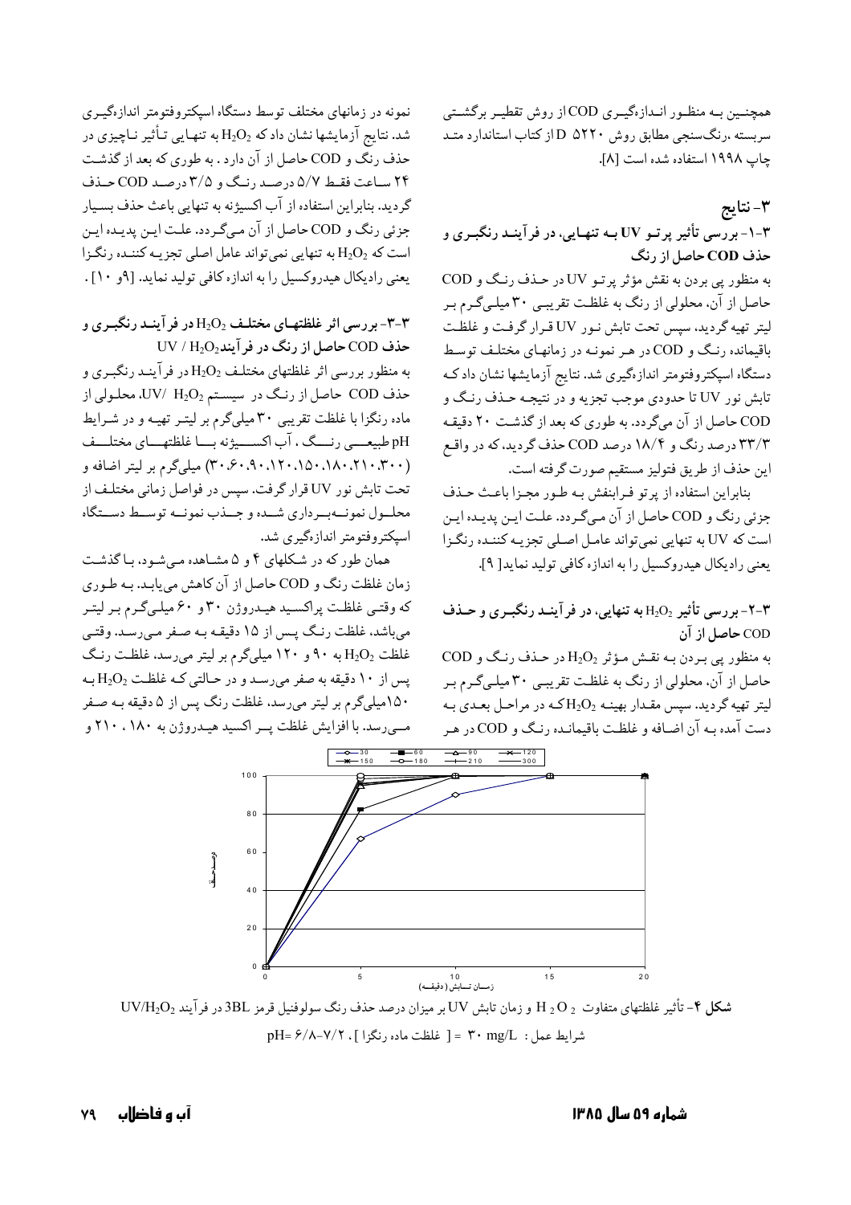همچنین به منظور اندازه‌گیری COD از روش تقطیر برگشتی سربسته، رنگ‌سنجی مطابق روش ۵۲۲۰ D از کتاب استاندارد متد چاپ ۱۹۹۸ استفاده شده است [۸].

## ۳- نتایج

### ۳-۱- بررسی تأثیر پرتو UV به تنهایی، در فرآیند رنگبری و حذف COD حاصل از رنگ

به منظور پی بردن به نقش مؤثر پرتو UV در حذف رنگ و COD حاصل از آن، محلولی از رنگ به غلظت تقریبی ۳۰ میلی‌گرم بر لیتر تهیه گردید، سپس تحت تابش نور UV قرار گرفت و غلظت باقیمانده رنگ و COD در هر نمونه در زمانهای مختلف توسط دستگاه اسپکتروفتومتر اندازه‌گیری شد. نتایج آزمایشها نشان داد که تابش نور UV تا حدودی موجب تجزیه و در نتیجه حذف رنگ و COD حاصل از آن می‌گردد. به طوری که بعد از گذشت ۲۰ دقیقه ۳۳/۳ درصد رنگ و ۱۸/۴ درصد COD حذف گردید، که در واقع این حذف از طریق فتولیز مستقیم صورت گرفته است.

بنابراین استفاده از پرتو فرابنفش به طور مجزا باعث حذف جزئی رنگ و COD حاصل از آن می‌گردد. علت این پدیده این است که UV به تنهایی نمی‌تواند عامل اصلی تجزیه کننده رنگزا یعنی رادیکال هیدروکسیل را به اندازه کافی تولید نماید[ ۹].

### ۳-۲- بررسی تأثیر $H_2O_2$ به تنهایی، در فرآیند رنگبری و حذف COD حاصل از آن

به منظور پی بردن به نقش مؤثر $H_2O_2$ در حذف رنگ و COD حاصل از آن، محلولی از رنگ به غلظت تقریبی ۳۰ میلی‌گرم بر لیتر تهیه گردید. سپس مقدار بهینه $H_2O_2$ که در مراحل بعدی به دست آمده به آن اضافه و غلظت باقیمانده رنگ و COD در هر نمونه در زمانهای مختلف توسط دستگاه اسپکتروفتومتر اندازه‌گیری شد. نتایج آزمایشها نشان داد که $H_2O_2$ به تنهایی تأثیر ناچیزی در حذف رنگ و COD حاصل از آن دارد. به طوری که بعد از گذشت ۲۴ ساعت فقط ۵/۷ درصد رنگ و ۳/۵ درصد COD حذف گردید. بنابراین استفاده از آب اکسیژنه به تنهایی باعث حذف بسیار جزئی رنگ و COD حاصل از آن می‌گردد. علت این پدیده این است که $H_2O_2$ به تنهایی نمی‌تواند عامل اصلی تجزیه کننده رنگزا یعنی رادیکال هیدروکسیل را به اندازه کافی تولید نماید. [۹و ۱۰].

### ۳-۳- بررسی اثر غلظتهای مختلف $H_2O_2$ در فرآیند رنگبری و حذف COD حاصل از رنگ در فرآیند $UV / H_2O_2$

به منظور بررسی اثر غلظتهای مختلف $H_2O_2$ در فرآیند رنگبری و حذف COD حاصل از رنگ در سیستم $UV/ H_2O_2$، محلولی از ماده رنگزا با غلظت تقریبی ۳۰ میلی‌گرم بر لیتر تهیه و در شرایط pH طبیعی رنگ، آب اکسیژنه با غلظتهای مختلف (۳۰،۶۰،۹۰،۱۲۰،۱۵۰،۱۸۰،۲۱۰،۳۰۰) میلی‌گرم بر لیتر اضافه و تحت تابش نور UV قرار گرفت. سپس در فواصل زمانی مختلف از محلول نمونه‌برداری شده و جذب نمونه توسط دستگاه اسپکتروفتومتر اندازه‌گیری شد.

همان طور که در شکلهای ۴ و ۵ مشاهده می‌شود، با گذشت زمان غلظت رنگ و COD حاصل از آن کاهش می‌یابد. به طوری که وقتی غلظت پراکسید هیدروژن ۳۰ و ۶۰ میلی‌گرم بر لیتر می‌باشد، غلظت رنگ پس از ۱۵ دقیقه به صفر می‌رسد. وقتی غلظت $H_2O_2$ به ۹۰ و ۱۲۰ میلی‌گرم بر لیتر می‌رسد، غلظت رنگ پس از ۱۰ دقیقه به صفر می‌رسد و در حالتی که غلظت $H_2O_2$ به ۱۵۰میلی‌گرم بر لیتر می‌رسد، غلظت رنگ پس از ۵ دقیقه به صفر می‌رسد. با افزایش غلظت پر اکسید هیدروژن به ۱۸۰ ، ۲۱۰ و

**شکل ۴**- تأثیر غلظتهای متفاوت $H_2O_2$ و زمان تابش UV بر میزان درصد حذف رنگ سولوفنیل قرمز 3BL در فرآیند $UV/H_2O_2$

شرایط عمل : [ غلظت ماده رنگزا ] = ۳۰ mg/L ، pH= ۶/۸-۷/۲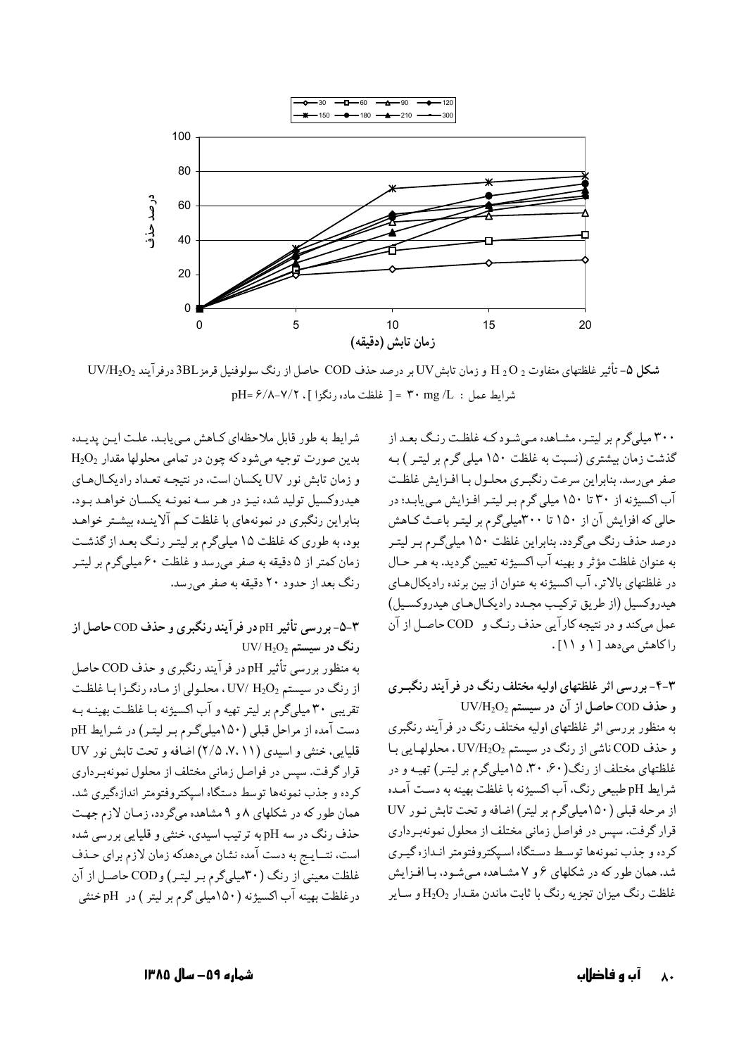شکل ۵- تأثیر غلظتهای متفاوت $H_2O_2$ و زمان تابش UV بر درصد حذف COD حاصل از رنگ سولوفنیل قرمز 3BL درفرآیند $UV/H_2O_2$

شرایط عمل : [ غلظت ماده رنگزا ] = ۳۰ mg /L ، pH= ۶/۸-۷/۲

۳۰۰ میلی‌گرم بر لیتر، مشاهده می‌شود که غلظت رنگ بعد از گذشت زمان بیشتری (نسبت به غلظت ۱۵۰ میلی گرم بر لیتر ) به صفر می‌رسد. بنابراین سرعت رنگبری محلول با افزایش غلظت آب اکسیژنه از ۳۰ تا ۱۵۰ میلی گرم بر لیتر افزایش می‌یابد؛ در حالی که افزایش آن از ۱۵۰ تا ۳۰۰میلی‌گرم بر لیتر باعث کاهش درصد حذف رنگ می‌گردد. بنابراین غلظت ۱۵۰ میلی‌گرم بر لیتر به عنوان غلظت مؤثر و بهینه آب اکسیژنه تعیین گردید. به هر حال در غلظتهای بالاتر، آب اکسیژنه به عنوان از بین برنده رادیکال‌های هیدروکسیل (از طریق ترکیب مجدد رادیکال‌های هیدروکسیل) عمل می‌کند و در نتیجه کارآیی حذف رنگ و COD حاصل از آن را کاهش می‌دهد [ ۱ و ۱۱] .

### ۳-۴- بررسی اثر غلظتهای اولیه مختلف رنگ در فرآیند رنگبری و حذف COD حاصل از آن در سیستم $UV/H_2O_2$

به منظور بررسی اثر غلظتهای اولیه مختلف رنگ در فرآیند رنگبری و حذف COD ناشی از رنگ در سیستم $UV/H_2O_2$ ، محلولهایی با غلظتهای مختلف از رنگ(۶۰، ۳۰، ۱۵میلی‌گرم بر لیتر) تهیه و در شرایط pH طبیعی رنگ، آب اکسیژنه با غلظت بهینه به دست آمده از مرحله قبلی (۱۵۰میلی‌گرم بر لیتر) اضافه و تحت تابش نور UV قرار گرفت. سپس در فواصل زمانی مختلف از محلول نمونه‌برداری کرده و جذب نمونه‌ها توسط دستگاه اسپکتروفتومتر اندازه گیری شد. همان طور که در شکلهای ۶ و ۷ مشاهده می‌شود، با افزایش غلظت رنگ میزان تجزیه رنگ با ثابت ماندن مقدار $H_2O_2$ و سایر شرایط به طور قابل ملاحظه‌ای کاهش می‌یابد. علت این پدیده بدین صورت توجیه می‌شود که چون در تمامی محلولها مقدار $H_2O_2$ و زمان تابش نور UV یکسان است، در نتیجه تعداد رادیکال‌های هیدروکسیل تولید شده نیز در هر سه نمونه یکسان خواهد بود. بنابراین رنگبری در نمونه‌های با غلظت کم آلاینده بیشتر خواهد بود، به طوری که غلظت ۱۵ میلی‌گرم بر لیتر رنگ بعد از گذشت زمان کمتر از ۵ دقیقه به صفر می‌رسد و غلظت ۶۰ میلی‌گرم بر لیتر رنگ بعد از حدود ۲۰ دقیقه به صفر می‌رسد.

### ۳-۵- بررسی تأثیر pH در فرآیند رنگبری و حذف COD حاصل از رنگ در سیستم $UV/H_2O_2$

به منظور بررسی تأثیر pH در فرآیند رنگبری و حذف COD حاصل از رنگ در سیستم $UV/H_2O_2$ ، محلولی از ماده رنگزا با غلظت تقریبی ۳۰ میلی‌گرم بر لیتر تهیه و آب اکسیژنه با غلظت بهینه به دست آمده از مراحل قبلی (۱۵۰میلی‌گرم بر لیتر) در شرایط pH قلیایی، خنثی و اسیدی (۱۱، ۷، ۲/۵) اضافه و تحت تابش نور UV قرار گرفت. سپس در فواصل زمانی مختلف از محلول نمونه‌برداری کرده و جذب نمونه‌ها توسط دستگاه اسپکتروفتومتر اندازه‌گیری شد. همان طور که در شکلهای ۸ و ۹ مشاهده می‌گردد، زمان لازم جهت حذف رنگ در سه pH به ترتیب اسیدی، خنثی و قلیایی بررسی شده است، نتایج به دست آمده نشان می‌دهدکه زمان لازم برای حذف غلظت معینی از رنگ (۳۰میلی‌گرم بر لیتر) و COD حاصل از آن درغلظت بهینه آب اکسیژنه (۱۵۰میلی گرم بر لیتر ) در pH خنثی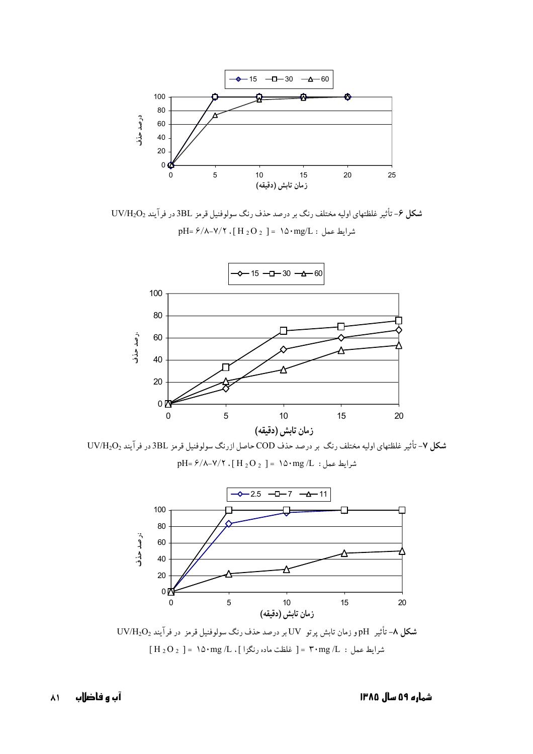**شکل ۶**- تأثیر غلظتهای اولیه مختلف رنگ بر درصد حذف رنگ سولوفنیل قرمز 3BL در فرآیند $UV/H_2O_2$

شرایط عمل : $[H_2O_2]$ = ۱۵۰mg/L ، pH= ۶/۸-۷/۲

**شکل ۷**- تأثیر غلظتهای اولیه مختلف رنگ بر درصد حذف COD حاصل ازرنگ سولوفنیل قرمز 3BL در فرآیند $UV/H_2O_2$

شرایط عمل : $[H_2O_2]$ = ۱۵۰mg /L ، pH= ۶/۸-۷/۲

**شکل ۸**- تأثیر pH و زمان تابش پرتو UV بر درصد حذف رنگ سولوفنیل قرمز در فرآیند $UV/H_2O_2$

شرایط عمل : [ غلظت ماده رنگزا ] = ۳۰mg /L ، $[H_2O_2]$ = ۱۵۰mg /L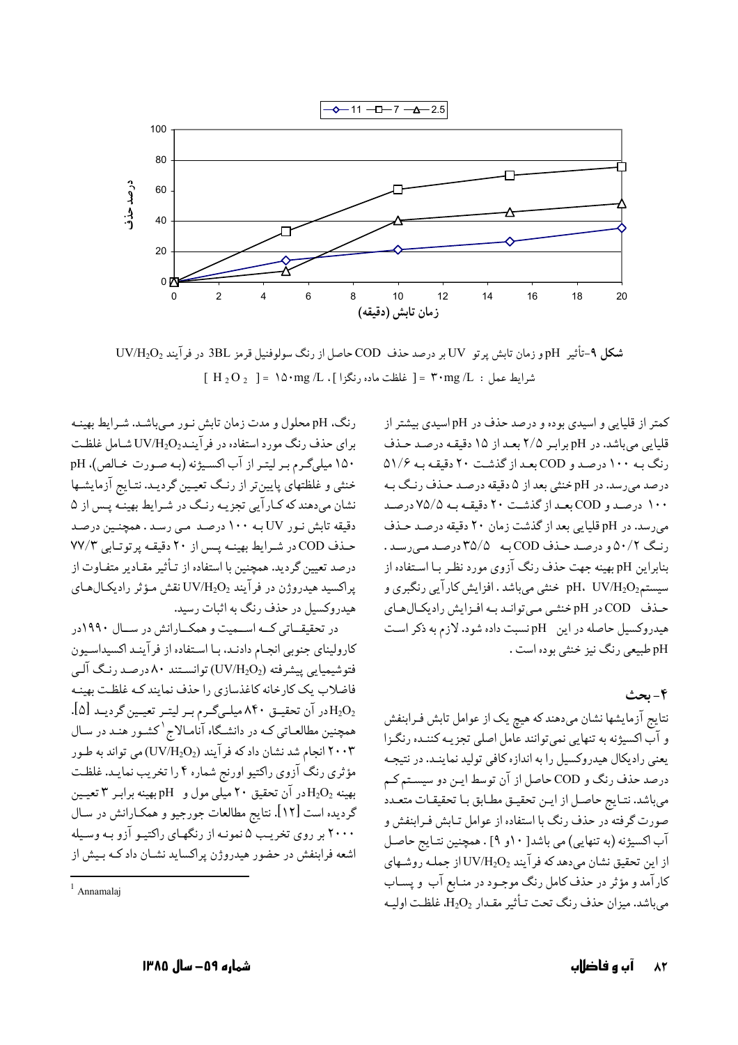**شکل ۹**-تأثیر pH و زمان تابش پرتو UV بر درصد حذف COD حاصل از رنگ سولوفنیل قرمز 3BL در فرآیند $UV/H_2O_2$

شرایط عمل : $[H_2O_2]$ = ۱۵۰mg /L ، [ غلظت ماده رنگزا ] = ۳۰mg /L

کمتر از قلیایی و اسیدی بوده و درصد حذف در pH اسیدی بیشتر از قلیایی می‌باشد. در pH برابر ۲/۵ بعد از ۱۵ دقیقه درصد حذف رنگ به ۱۰۰ درصد و COD بعد از گذشت ۲۰ دقیقه به ۵۱/۶ درصد می‌رسد. در pH خنثی بعد از ۵ دقیقه درصد حذف رنگ به ۱۰۰ درصد و COD بعد از گذشت ۲۰ دقیقه به ۷۵/۵ درصد می‌رسد. در pH قلیایی بعد از گذشت زمان ۲۰ دقیقه درصد حذف رنگ ۵۰/۲ و درصد حذف COD به ۳۵/۵ درصد می‌رسد. بنابراین pH بهینه جهت حذف رنگ آزوی مورد نظر با استفاده از سیستم $UV/H_2O_2$، pH خنثی می‌باشد. افزایش کارآیی رنگبری و حذف COD در pH خنثی می‌تواند به افزایش رادیکال‌های هیدروکسیل حاصله در این pH نسبت داده شود. لازم به ذکر است pH طبیعی رنگ نیز خنثی بوده است.

## ۴- بحث

نتایج آزمایشها نشان می‌دهند که هیچ یک از عوامل تابش فرابنفش و آب اکسیژنه به تنهایی نمی‌توانند عامل اصلی تجزیه کننده رنگزا یعنی رادیکال هیدروکسیل را به اندازه کافی تولید نمایند. در نتیجه درصد حذف رنگ و COD حاصل از آن توسط این دو سیستم کم می‌باشد. نتایج حاصل از این تحقیق مطابق با تحقیقات متعدد صورت گرفته در حذف رنگ با استفاده از عوامل تابش فرابنفش و آب اکسیژنه (به تنهایی) می باشد[ ۱۰و ۹] . همچنین نتایج حاصل از این تحقیق نشان می‌دهد که فرآیند $UV/H_2O_2$ از جمله روشهای کارآمد و مؤثر در حذف کامل رنگ موجود در منابع آب و پساب می‌باشد. میزان حذف رنگ تحت تأثیر مقدار $H_2O_2$، غلظت اولیه رنگ، pH محلول و مدت زمان تابش نور می‌باشد. شرایط بهینه برای حذف رنگ مورد استفاده در فرآیند $UV/H_2O_2$ شامل غلظت ۱۵۰ میلی‌گرم بر لیتر از آب اکسیژنه (به صورت خالص)، pH خنثی و غلظتهای پایین‌تر از رنگ تعیین گردید. نتایج آزمایشها نشان می‌دهند که کارآیی تجزیه رنگ در شرایط بهینه پس از ۵ دقیقه تابش نور UV به ۱۰۰ درصد می رسد . همچنین درصد حذف COD در شرایط بهینه پس از ۲۰ دقیقه پرتوتابی ۷۷/۳ درصد تعیین گردید. همچنین با استفاده از تأثیر مقادیر متفاوت از پراکسید هیدروژن در فرآیند $UV/H_2O_2$ نقش مؤثر رادیکال‌های هیدروکسیل در حذف رنگ به اثبات رسید.

در تحقیقاتی که اسمیت و همکارانش در سال ۱۹۹۰در کارولینای جنوبی انجام دادند، با استفاده از فرآیند اکسیداسیون فتوشیمیایی پیشرفته ($UV/H_2O_2$) توانستند ۸۰ درصد رنگ آلی فاضلاب یک کارخانه کاغذسازی را حذف نمایند که غلظت بهینه $H_2O_2$ در آن تحقیق ۸۴۰ میلی‌گرم بر لیتر تعیین گردید [۵]. همچنین مطالعاتی که در دانشگاه آنامالاج[1] کشور هند در سال ۲۰۰۳ انجام شد نشان داد که فرآیند ($UV/H_2O_2$) می تواند به طور مؤثری رنگ آزوی راکتیو اورنج شماره ۴ را تخریب نماید. غلظت بهینه $H_2O_2$ در آن تحقیق ۲۰ میلی مول و pH بهینه برابر ۳ تعیین گردیده است [۱۲]. نتایج مطالعات جورجیو و همکارانش در سال ۲۰۰۰ بر روی تخریب ۵ نمونه از رنگهای راکتیو آزو به وسیله اشعه فرابنفش در حضور هیدروژن پراکساید نشان داد که بیش از

[1] Annamalaj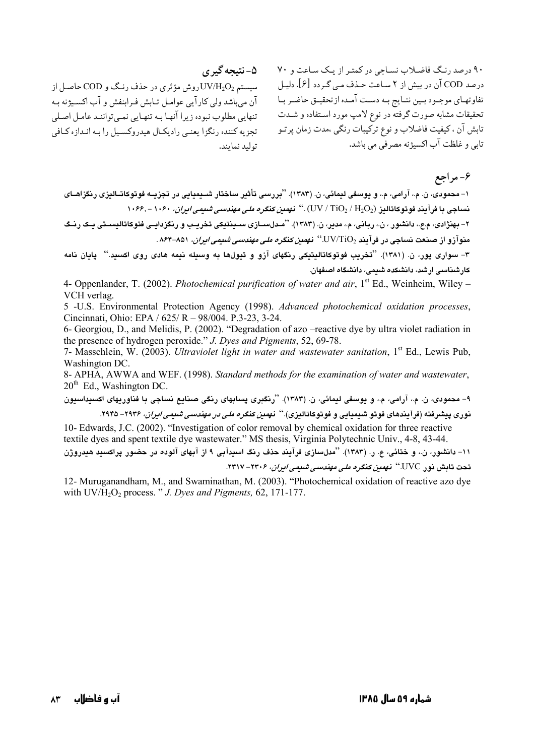۹۰ درصد رنگ فاضلاب نساجی در کمتر از یک ساعت و ۷۰ درصد COD آن در بیش از ۲ ساعت حذف می گردد [۶]. دلیل تفاوتهای موجود بین نتایج به دست آمده ازتحقیق حاضر با تحقیقات مشابه صورت گرفته در نوع لامپ مورد استفاده و شدت تابش آن ، کیفیت فاضلاب و نوع ترکیبات رنگی ،مدت زمان پرتو تابی و غلظت آب اکسیژنه مصرفی می باشد.

## ۵- نتیجه گیری

سیستم $UV/H_2O_2$ روش مؤثری در حذف رنگ و COD حاصل از آن می‌باشد ولی کارآیی عوامل تابش فرابنفش و آب اکسیژنه به تنهایی مطلوب نبوده زیرا آنها به تنهایی نمی‌توانند عامل اصلی تجزیه کننده رنگزا یعنی رادیکال هیدروکسیل را به اندازه کافی تولید نمایند.

## ۶- مراجع

**۱- محمودی، ن. م.، آرامی، م.، و یوسفی لیمائی، ن. (۱۳۸۳). "بررسی تأثیر ساختار شیمیایی در تجزیه فوتوکاتالیزی رنگزاهای نساجی با فرآیند فوتوکاتالیز ($UV / TiO_2 / H_2O_2$)." *نهمین کنگره ملی مهندسی شیمی ایران*، ۱۰۶۰ - ۱۰۶۶.**

**۲- بهنژادی، م.ع.، دانشور ، ن.، ربانی، م.، مدیر، ن. (۱۳۸۳). "مدلسازی سینتیکی تخریب و رنگزدایی فتوکاتالیستی یک رنگ منوآزو از صنعت نساجی در فرآیند $UV/TiO_2$." *نهمین کنگره ملی مهندسی شیمی ایران*، ۸۵۱-۸۶۴.**

**۳- سواری پور، ن. (۱۳۸۱). "تخریب فوتوکاتالیتیکی رنگهای آزو و تیولها به وسیله نیمه هادی روی اکسید." پایان نامه کارشناسی ارشد، دانشکده شیمی، دانشگاه اصفهان.**

4- Oppenlander, T. (2002). *Photochemical purification of water and air*, 1st Ed., Weinheim, Wiley – VCH verlag.

5 -U.S. Environmental Protection Agency (1998). *Advanced photochemical oxidation processes*, Cincinnati, Ohio: EPA / 625/ R – 98/004. P.3-23, 3-24.

6- Georgiou, D., and Melidis, P. (2002). "Degradation of azo –reactive dye by ultra violet radiation in the presence of hydrogen peroxide." *J. Dyes and Pigments*, 52, 69-78.

7- Masschlein, W. (2003). *Ultraviolet light in water and wastewater sanitation*, 1st Ed., Lewis Pub, Washington DC.

8- APHA, AWWA and WEF. (1998). *Standard methods for the examination of water and wastewater*, 20th Ed., Washington DC.

**۹- محمودی، ن. م.، آرامی، م.، و یوسفی لیمائی، ن. (۱۳۸۳). "رنگبری پسابهای رنگی صنایع نساجی با فناوریهای اکسیداسیون نوری پیشرفته (فرآیندهای فوتو شیمیایی و فوتوکاتالیزی)." *نهمین کنگره ملی در مهندسی شیمی ایران*، ۲۹۳۶- ۲۹۴۵.**

10- Edwards, J.C. (2002). "Investigation of color removal by chemical oxidation for three reactive textile dyes and spent textile dye wastewater." MS thesis, Virginia Polytechnic Univ., 4-8, 43-44.

**۱۱- دانشور، ن.، و ختائی، ع. ر. (۱۳۸۳). "مدلسازی فرآیند حذف رنگ اسیدآبی ۹ از آبهای آلوده در حضور پراکسید هیدروژن تحت تابش نور UVC." *نهمین کنگره ملی مهندسی شیمی ایران*، ۲۳۰۶- ۲۳۱۷.**

12- Muruganandham, M., and Swaminathan, M. (2003). "Photochemical oxidation of reactive azo dye with $UV/H_2O_2$ process. " *J. Dyes and Pigments,* 62, 171-177.